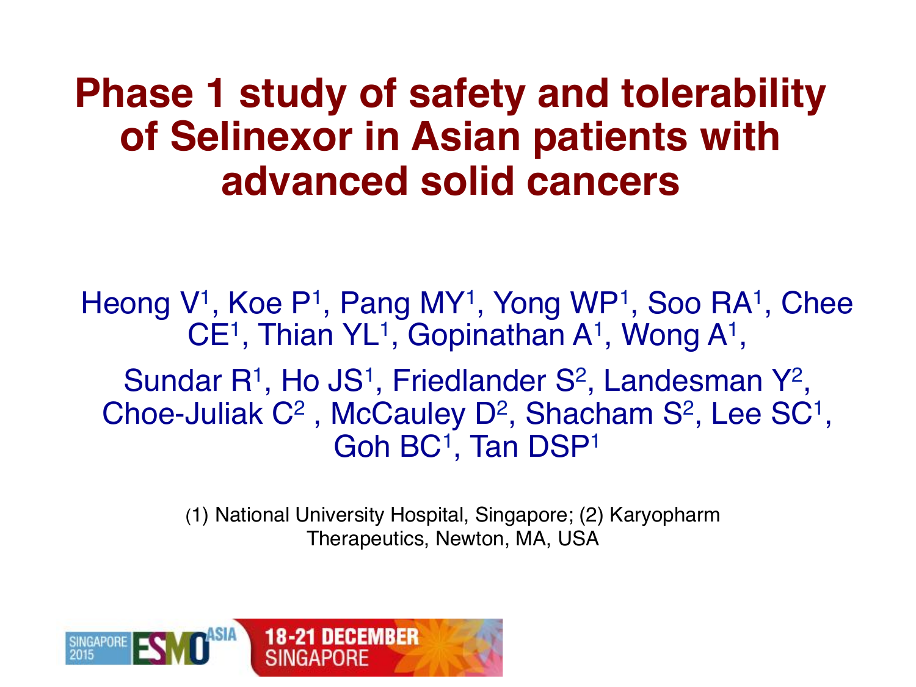# Phase 1 study of safety and tolerability of Selinexor in Asian patients with advanced solid cancers

Heong V[1], Koe P[1], Pang MY[1], Yong WP[1], Soo RA[1], Chee CE[1], Thian YL[1], Gopinathan A[1], Wong A[1],

Sundar R[1], Ho JS[1], Friedlander S[2], Landesman Y[2], Choe-Juliak C[2] , McCauley D[2], Shacham S[2], Lee SC[1], Goh BC[1], Tan DSP[1]

(1) National University Hospital, Singapore; (2) Karyopharm Therapeutics, Newton, MA, USA

SINGAPORE 2015 ESMO ASIA 18-21 DECEMBER SINGAPORE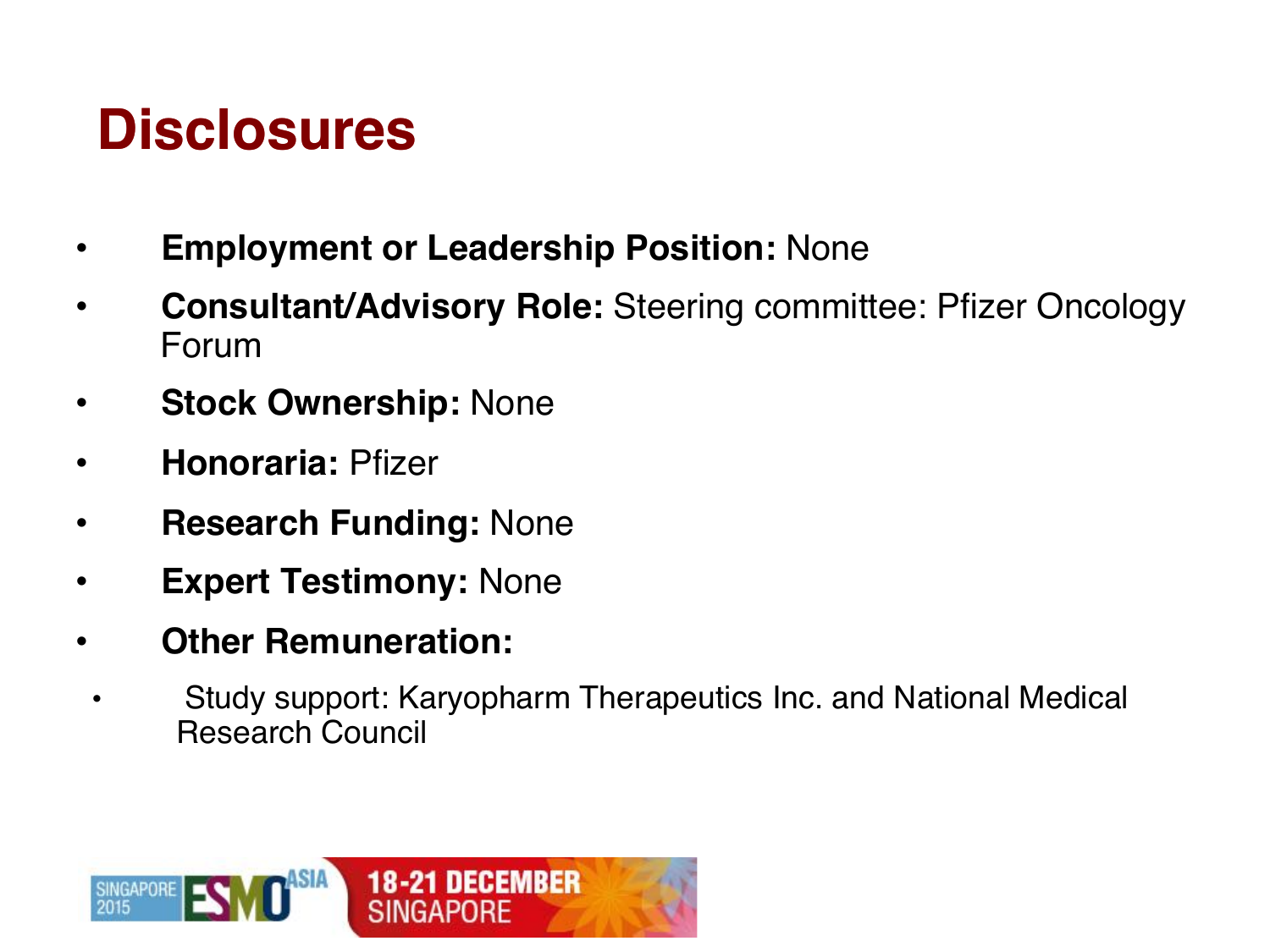# Disclosures

- **Employment or Leadership Position:** None
- **Consultant/Advisory Role:** Steering committee: Pfizer Oncology Forum
- **Stock Ownership:** None
- **Honoraria:** Pfizer
- **Research Funding:** None
- **Expert Testimony:** None
- **Other Remuneration:**
  - Study support: Karyopharm Therapeutics Inc. and National Medical Research Council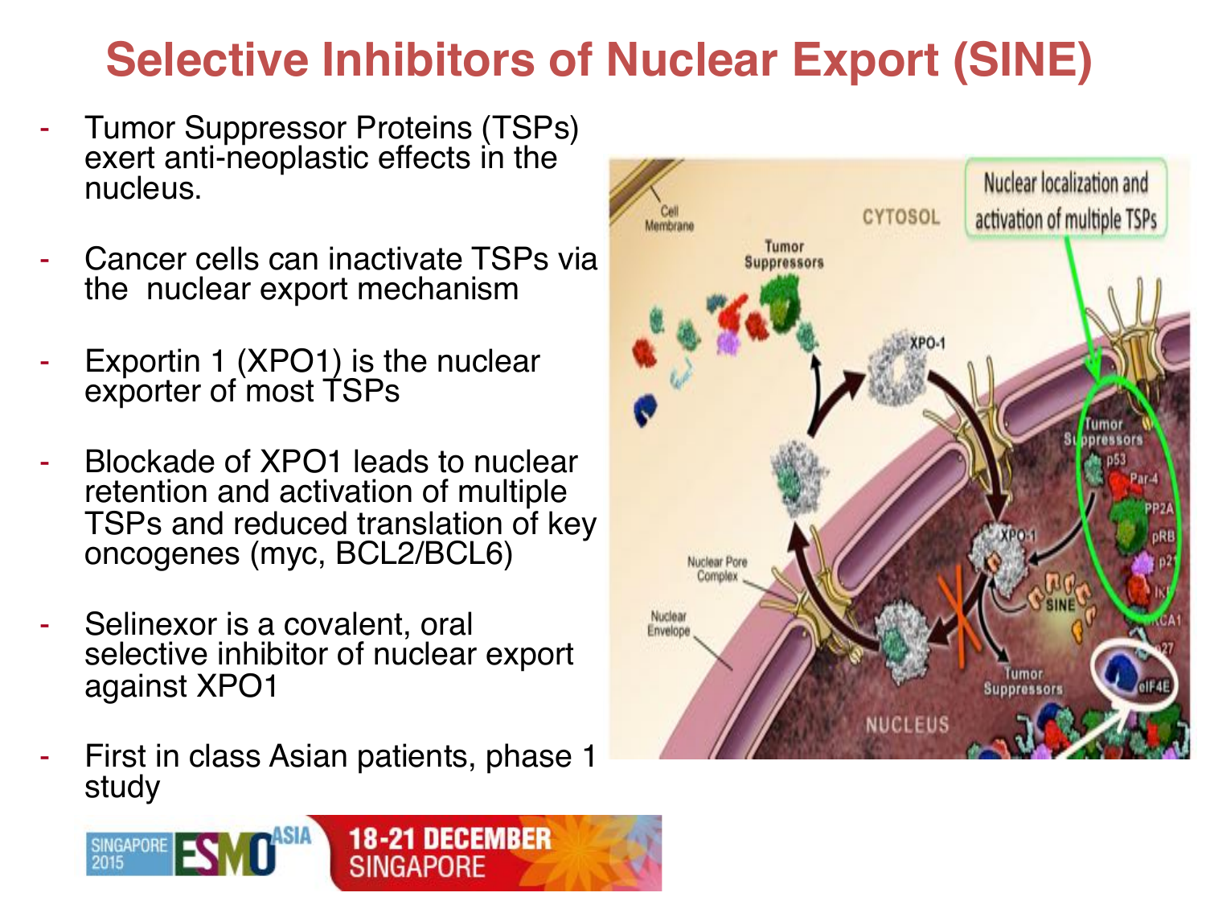# Selective Inhibitors of Nuclear Export (SINE)

- Tumor Suppressor Proteins (TSPs) exert anti-neoplastic effects in the nucleus.
- Cancer cells can inactivate TSPs via the nuclear export mechanism
- Exportin 1 (XPO1) is the nuclear exporter of most TSPs
- Blockade of XPO1 leads to nuclear retention and activation of multiple TSPs and reduced translation of key oncogenes (myc, BCL2/BCL6)
- Selinexor is a covalent, oral selective inhibitor of nuclear export against XPO1
- First in class Asian patients, phase 1 study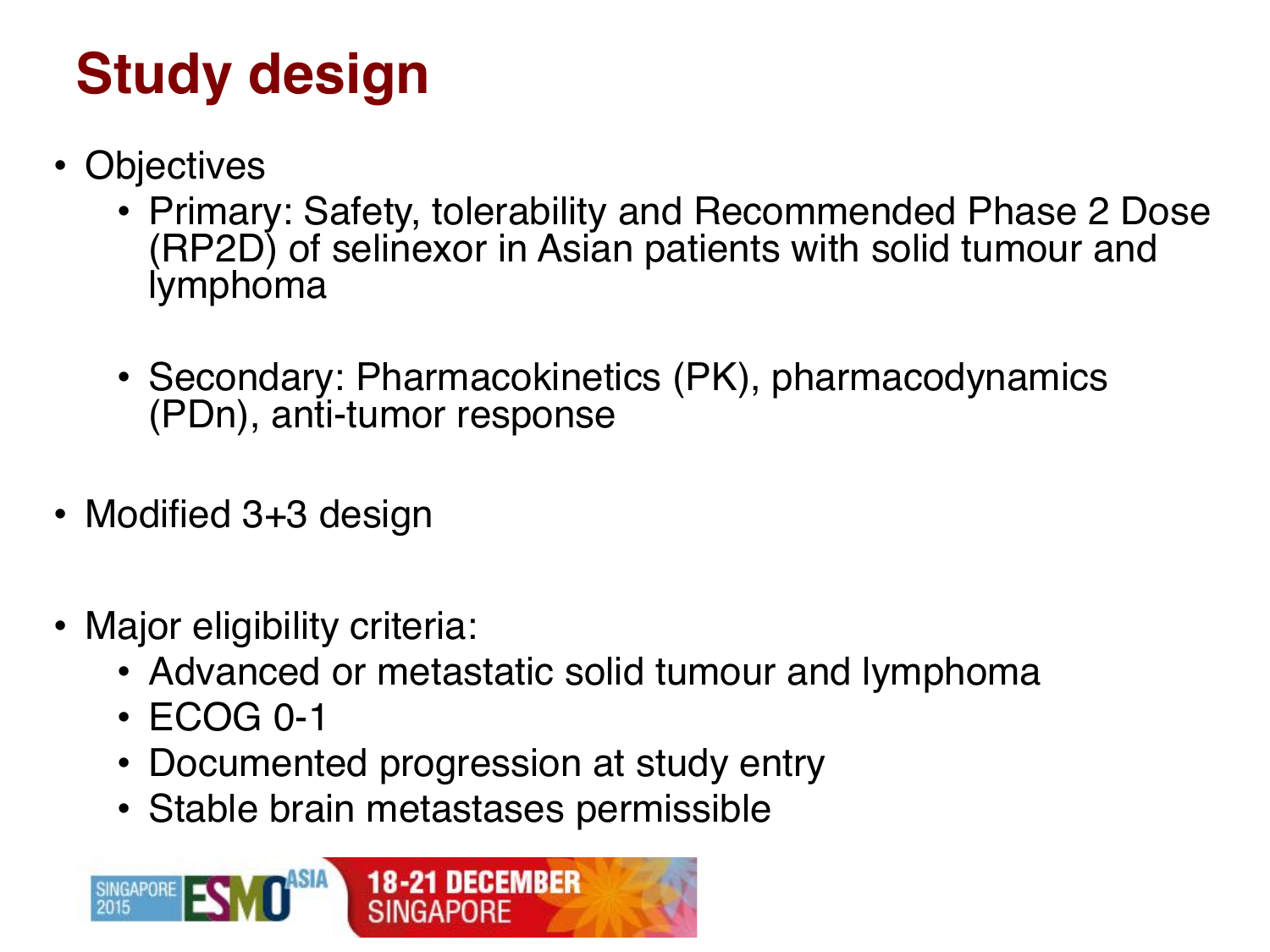# Study design

- Objectives
  - Primary: Safety, tolerability and Recommended Phase 2 Dose (RP2D) of selinexor in Asian patients with solid tumour and lymphoma
  - Secondary: Pharmacokinetics (PK), pharmacodynamics (PDn), anti-tumor response
- Modified 3+3 design
- Major eligibility criteria:
  - Advanced or metastatic solid tumour and lymphoma
  - ECOG 0-1
  - Documented progression at study entry
  - Stable brain metastases permissible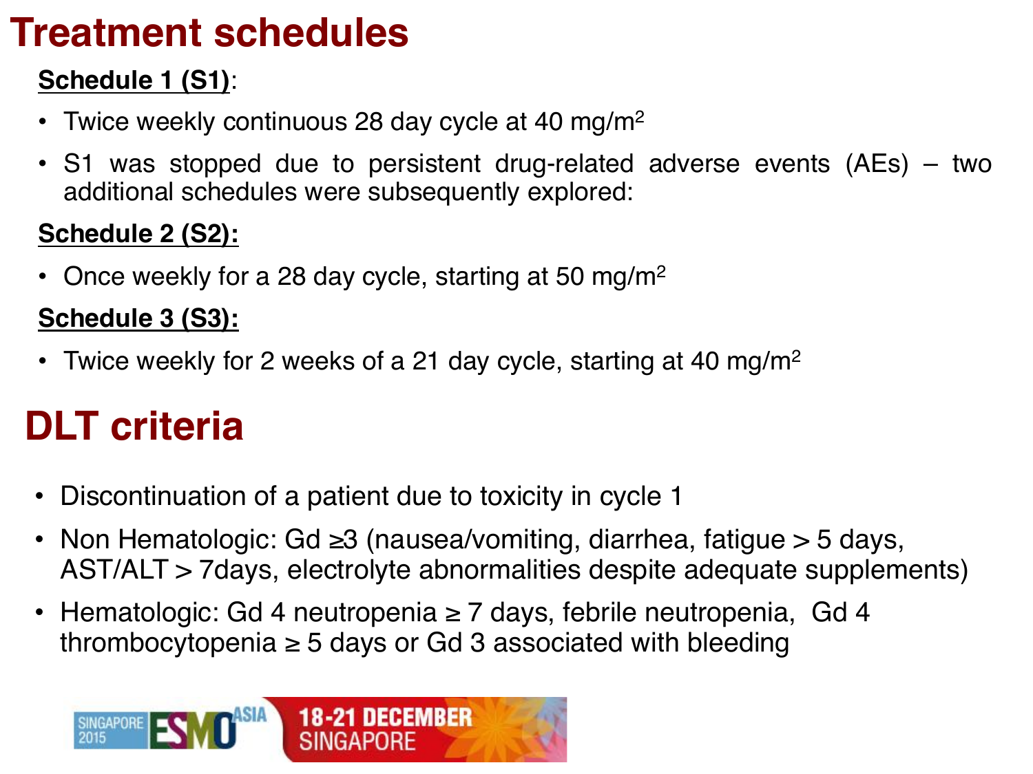# Treatment schedules

**Schedule 1 (S1)**:

- Twice weekly continuous 28 day cycle at 40 mg/m$^2$
- S1 was stopped due to persistent drug-related adverse events (AEs) – two additional schedules were subsequently explored:

**Schedule 2 (S2):**

- Once weekly for a 28 day cycle, starting at 50 mg/m$^2$

**Schedule 3 (S3):**

- Twice weekly for 2 weeks of a 21 day cycle, starting at 40 mg/m$^2$

# DLT criteria

- Discontinuation of a patient due to toxicity in cycle 1
- Non Hematologic: Gd ≥3 (nausea/vomiting, diarrhea, fatigue > 5 days, AST/ALT > 7days, electrolyte abnormalities despite adequate supplements)
- Hematologic: Gd 4 neutropenia ≥ 7 days, febrile neutropenia, Gd 4 thrombocytopenia ≥ 5 days or Gd 3 associated with bleeding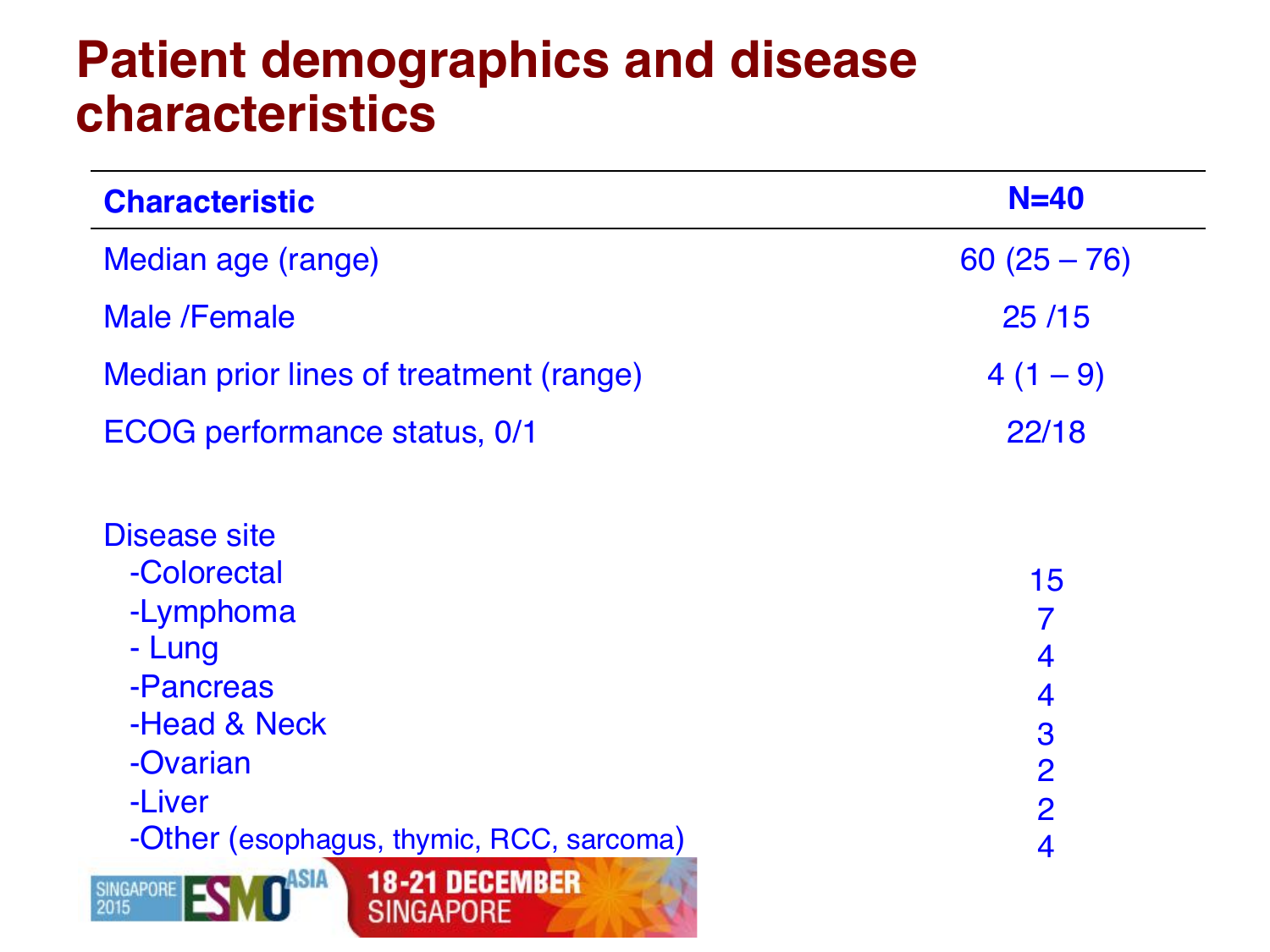# Patient demographics and disease characteristics

| Characteristic | N=40 |
| --- | --- |
| Median age (range) | 60 (25 – 76) |
| Male /Female | 25 /15 |
| Median prior lines of treatment (range) | 4 (1 – 9) |
| ECOG performance status, 0/1 | 22/18 |
| Disease site | |
| -Colorectal | 15 |
| -Lymphoma | 7 |
| - Lung | 4 |
| -Pancreas | 4 |
| -Head & Neck | 3 |
| -Ovarian | 2 |
| -Liver | 2 |
| -Other (esophagus, thymic, RCC, sarcoma) | 4 |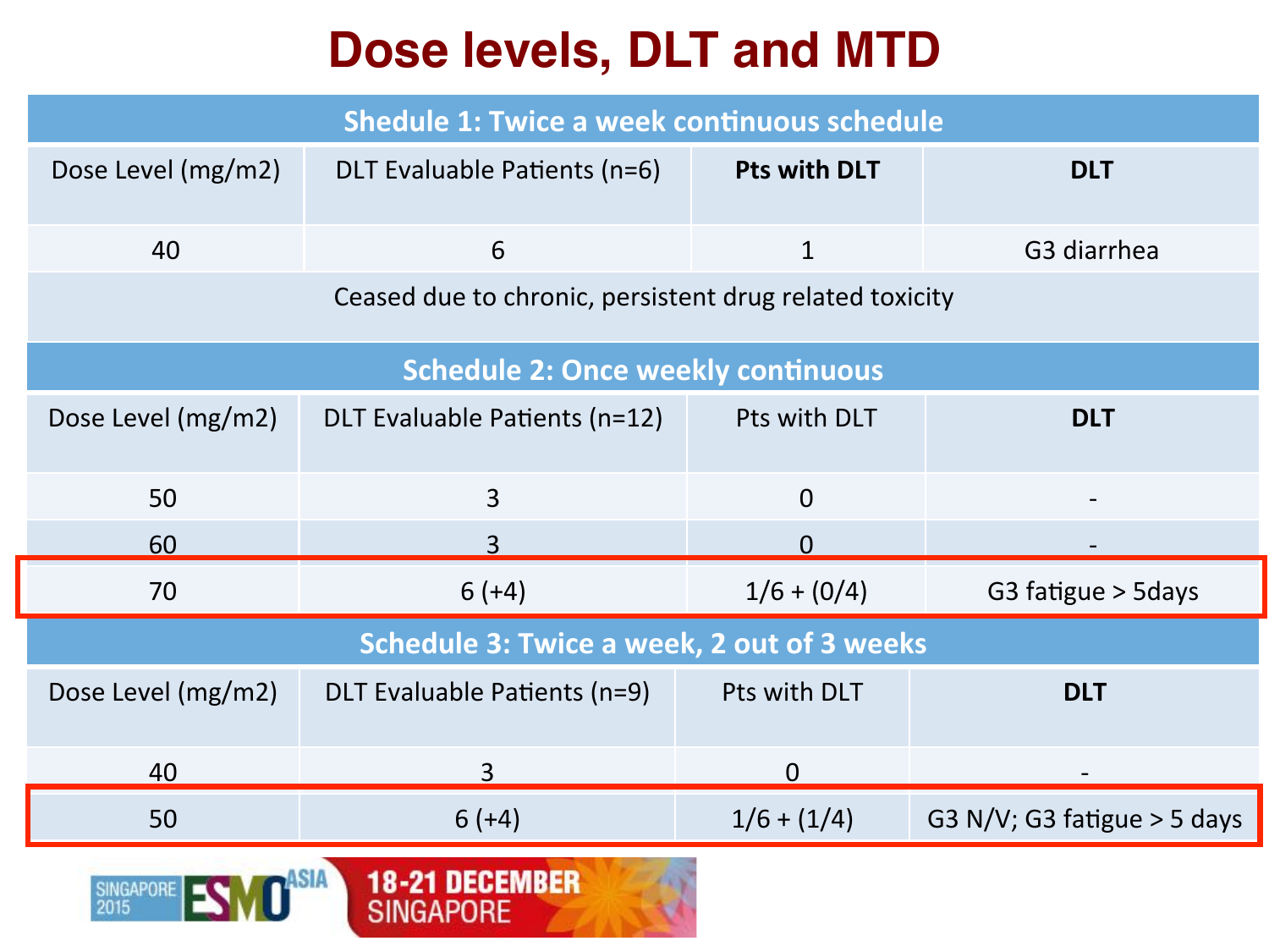# Dose levels, DLT and MTD

| Shedule 1: Twice a week continuous schedule | | | |
|---|---|---|---|
| Dose Level (mg/m2) | DLT Evaluable Patients (n=6) | **Pts with DLT** | **DLT** |
| 40 | 6 | 1 | G3 diarrhea |
| Ceased due to chronic, persistent drug related toxicity | | | |

| Schedule 2: Once weekly continuous | | | |
|---|---|---|---|
| Dose Level (mg/m2) | DLT Evaluable Patients (n=12) | Pts with DLT | **DLT** |
| 50 | 3 | 0 | - |
| 60 | 3 | 0 | - |
| 70 | 6 (+4) | 1/6 + (0/4) | G3 fatigue > 5days |

| Schedule 3: Twice a week, 2 out of 3 weeks | | | |
|---|---|---|---|
| Dose Level (mg/m2) | DLT Evaluable Patients (n=9) | Pts with DLT | **DLT** |
| 40 | 3 | 0 | - |
| 50 | 6 (+4) | 1/6 + (1/4) | G3 N/V; G3 fatigue > 5 days |

SINGAPORE 2015 ESMO ASIA 18-21 DECEMBER SINGAPORE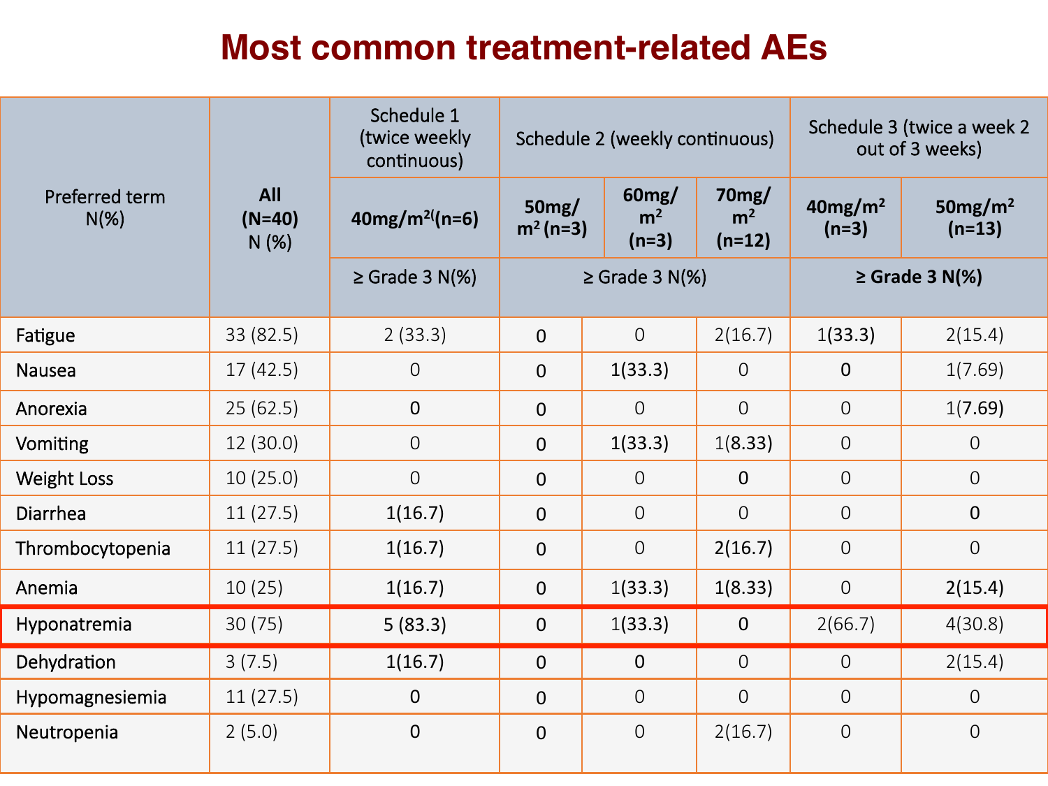# Most common treatment-related AEs

| Preferred term N(%) | All (N=40) N (%) | Schedule 1 (twice weekly continuous) | Schedule 2 (weekly continuous) | | | Schedule 3 (twice a week 2 out of 3 weeks) | |
|---|---|---|---|---|---|---|---|
| | | 40mg/m$^2$ (n=6) | 50mg/m$^2$ (n=3) | 60mg/m$^2$ (n=3) | 70mg/m$^2$ (n=12) | 40mg/m$^2$ (n=3) | 50mg/m$^2$ (n=13) |
| | | ≥ Grade 3 N(%) | ≥ Grade 3 N(%) | | | ≥ Grade 3 N(%) | |
| Fatigue | 33 (82.5) | 2 (33.3) | 0 | 0 | 2(16.7) | 1(33.3) | 2(15.4) |
| Nausea | 17 (42.5) | 0 | 0 | 1(33.3) | 0 | 0 | 1(7.69) |
| Anorexia | 25 (62.5) | 0 | 0 | 0 | 0 | 0 | 1(7.69) |
| Vomiting | 12 (30.0) | 0 | 0 | 1(33.3) | 1(8.33) | 0 | 0 |
| Weight Loss | 10 (25.0) | 0 | 0 | 0 | 0 | 0 | 0 |
| Diarrhea | 11 (27.5) | 1(16.7) | 0 | 0 | 0 | 0 | 0 |
| Thrombocytopenia | 11 (27.5) | 1(16.7) | 0 | 0 | 2(16.7) | 0 | 0 |
| Anemia | 10 (25) | 1(16.7) | 0 | 1(33.3) | 1(8.33) | 0 | 2(15.4) |
| **Hyponatremia** | **30 (75)** | **5 (83.3)** | **0** | **1(33.3)** | **0** | **2(66.7)** | **4(30.8)** |
| Dehydration | 3 (7.5) | 1(16.7) | 0 | 0 | 0 | 0 | 2(15.4) |
| Hypomagnesiemia | 11 (27.5) | 0 | 0 | 0 | 0 | 0 | 0 |
| Neutropenia | 2 (5.0) | 0 | 0 | 0 | 2(16.7) | 0 | 0 |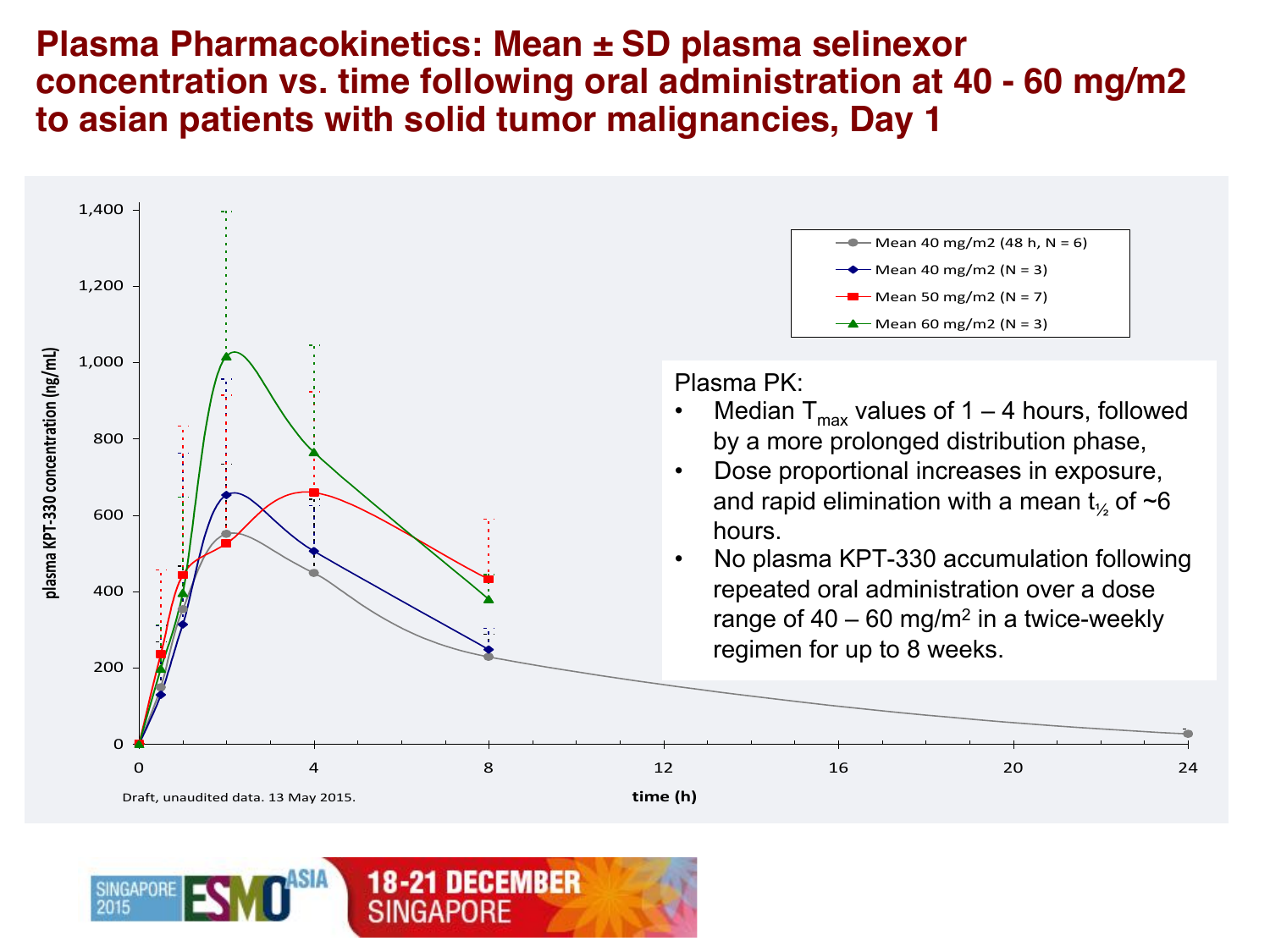# Plasma Pharmacokinetics: Mean ± SD plasma selinexor concentration vs. time following oral administration at 40 - 60 mg/m2 to asian patients with solid tumor malignancies, Day 1

Legend:
- Mean 40 mg/m2 (48 h, N = 6)
- Mean 40 mg/m2 (N = 3)
- Mean 50 mg/m2 (N = 7)
- Mean 60 mg/m2 (N = 3)

y-axis: plasma KPT-330 concentration (ng/mL)

x-axis: time (h)

Draft, unaudited data. 13 May 2015.

Plasma PK:

- Median $T_{max}$ values of 1 – 4 hours, followed by a more prolonged distribution phase,
- Dose proportional increases in exposure, and rapid elimination with a mean $t_{½}$ of ~6 hours.
- No plasma KPT-330 accumulation following repeated oral administration over a dose range of 40 – 60 mg/m$^2$ in a twice-weekly regimen for up to 8 weeks.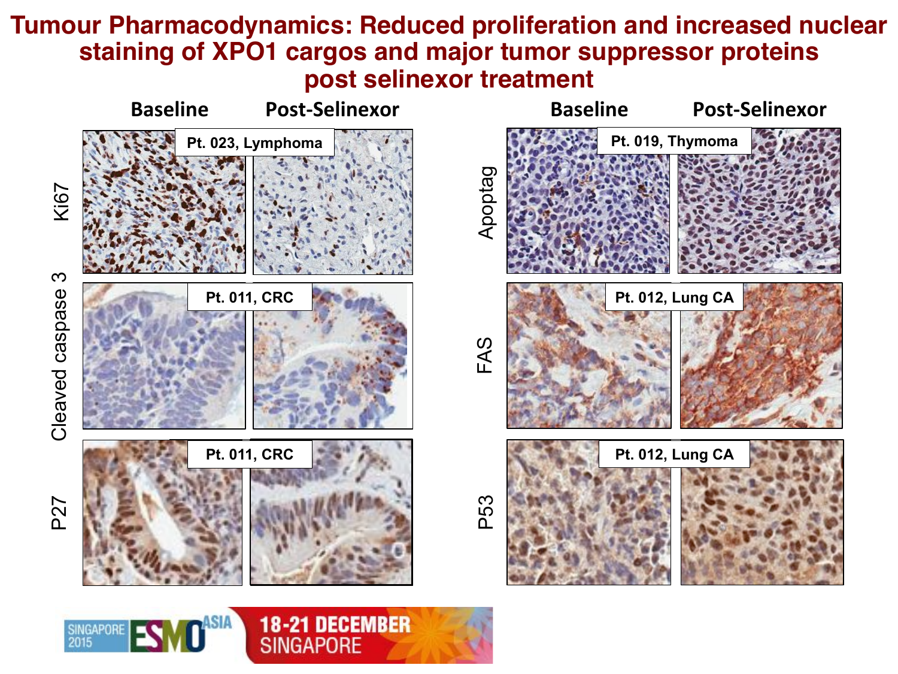# Tumour Pharmacodynamics: Reduced proliferation and increased nuclear staining of XPO1 cargos and major tumor suppressor proteins post selinexor treatment

| | Baseline | Post-Selinexor |
|---|---|---|
| Ki67 | Pt. 023, Lymphoma | |
| Cleaved caspase 3 | Pt. 011, CRC | |
| P27 | Pt. 011, CRC | |

| | Baseline | Post-Selinexor |
|---|---|---|
| Apoptag | Pt. 019, Thymoma | |
| FAS | Pt. 012, Lung CA | |
| P53 | Pt. 012, Lung CA | |

SINGAPORE 2015 ESMO ASIA

18-21 DECEMBER SINGAPORE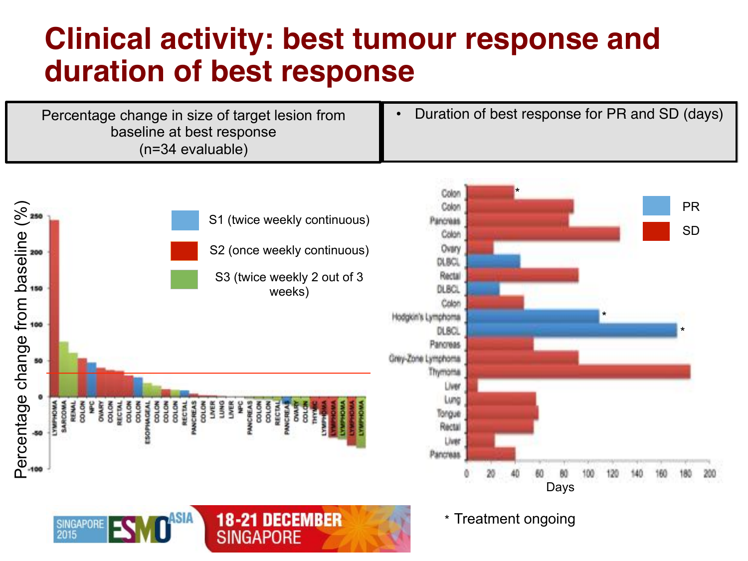# Clinical activity: best tumour response and duration of best response

| Percentage change in size of target lesion from baseline at best response (n=34 evaluable) | • Duration of best response for PR and SD (days) |
| --- | --- |

Percentage change from baseline (%)

- S1 (twice weekly continuous)
- S2 (once weekly continuous)
- S3 (twice weekly 2 out of 3 weeks)

LYMPHOMA, SARCOMA, RENAL, COLON, NPC, OVARY, COLON, RECTAL, COLON, COLON, ESOPHAGEAL, COLON, COLON, COLON, RECTAL, PANCREAS, COLON, LIVER, LUNG, LIVER, NPC, PANCREAS, COLON, COLON, RECTAL, PANCREAS, OVARY, COLON, THYMIC, LYMPHOMA, LYMPHOMA, LYMPHOMA, LYMPHOMA, LYMPHOMA

- PR
- SD

Colon*, Colon, Pancreas, Colon, Ovary, DLBCL, Rectal, DLBCL, Colon, Hodgkin's Lymphoma*, DLBCL*, Pancreas, Grey-Zone Lymphoma, Thymoma, Liver, Lung, Tongue, Rectal, Liver, Pancreas

Days

\* Treatment ongoing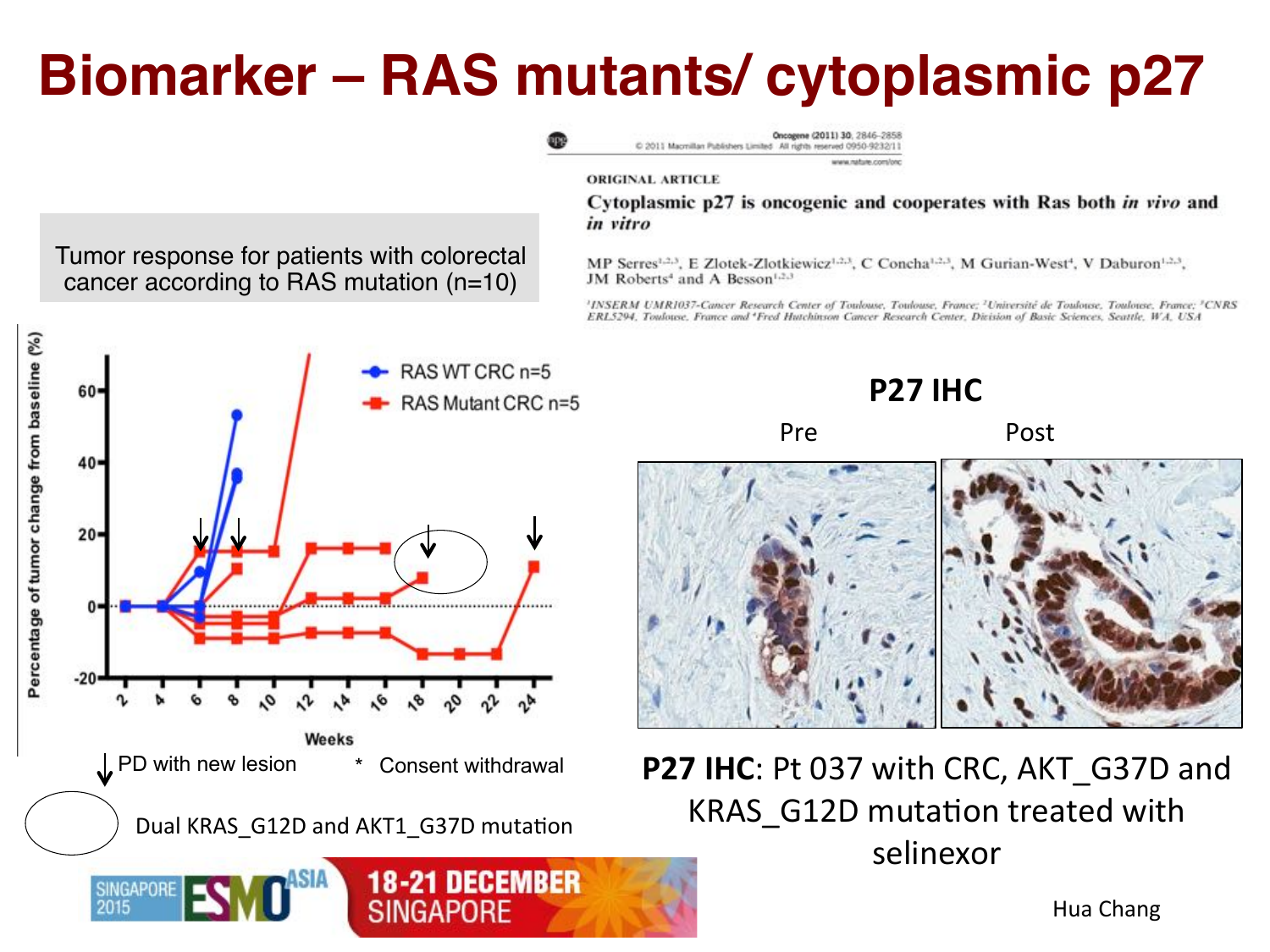# Biomarker – RAS mutants/ cytoplasmic p27

Oncogene (2011) 30, 2846–2858
© 2011 Macmillan Publishers Limited All rights reserved 0950-9232/11
www.nature.com/onc

ORIGINAL ARTICLE

**Cytoplasmic p27 is oncogenic and cooperates with Ras both *in vivo* and *in vitro***

MP Serres[1,2,3], E Zlotek-Zlotkiewicz[1,2,3], C Concha[1,2,3], M Gurian-West[4], V Daburon[1,2,3], JM Roberts[4] and A Besson[1,2,3]

[1]INSERM UMR1037-Cancer Research Center of Toulouse, Toulouse, France; [2]Université de Toulouse, Toulouse, France; [3]CNRS ERL5294, Toulouse, France and [4]Fred Hutchinson Cancer Research Center, Division of Basic Sciences, Seattle, WA, USA

Tumor response for patients with colorectal cancer according to RAS mutation (n=10)

Percentage of tumor change from baseline (%) vs. Weeks (2–24)

- RAS WT CRC n=5
- RAS Mutant CRC n=5

↓ PD with new lesion

\* Consent withdrawal

◯ Dual KRAS_G12D and AKT1_G37D mutation

**P27 IHC**

Pre | Post

**P27 IHC**: Pt 037 with CRC, AKT_G37D and KRAS_G12D mutation treated with selinexor

Hua Chang

SINGAPORE 2015 ESMO ASIA 18-21 DECEMBER SINGAPORE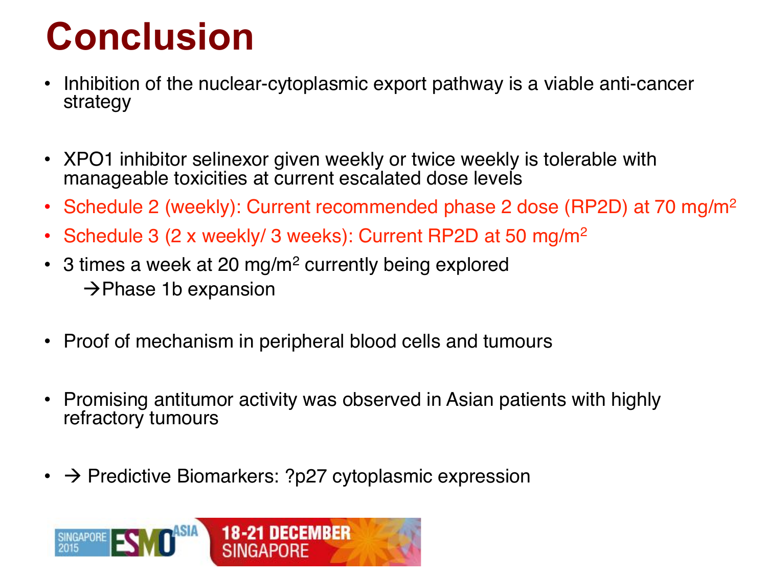# Conclusion

- Inhibition of the nuclear-cytoplasmic export pathway is a viable anti-cancer strategy

- XPO1 inhibitor selinexor given weekly or twice weekly is tolerable with manageable toxicities at current escalated dose levels
- Schedule 2 (weekly): Current recommended phase 2 dose (RP2D) at 70 mg/m$^2$
- Schedule 3 (2 x weekly/ 3 weeks): Current RP2D at 50 mg/m$^2$
- 3 times a week at 20 mg/m$^2$ currently being explored
  - →Phase 1b expansion

- Proof of mechanism in peripheral blood cells and tumours

- Promising antitumor activity was observed in Asian patients with highly refractory tumours

- → Predictive Biomarkers: ?p27 cytoplasmic expression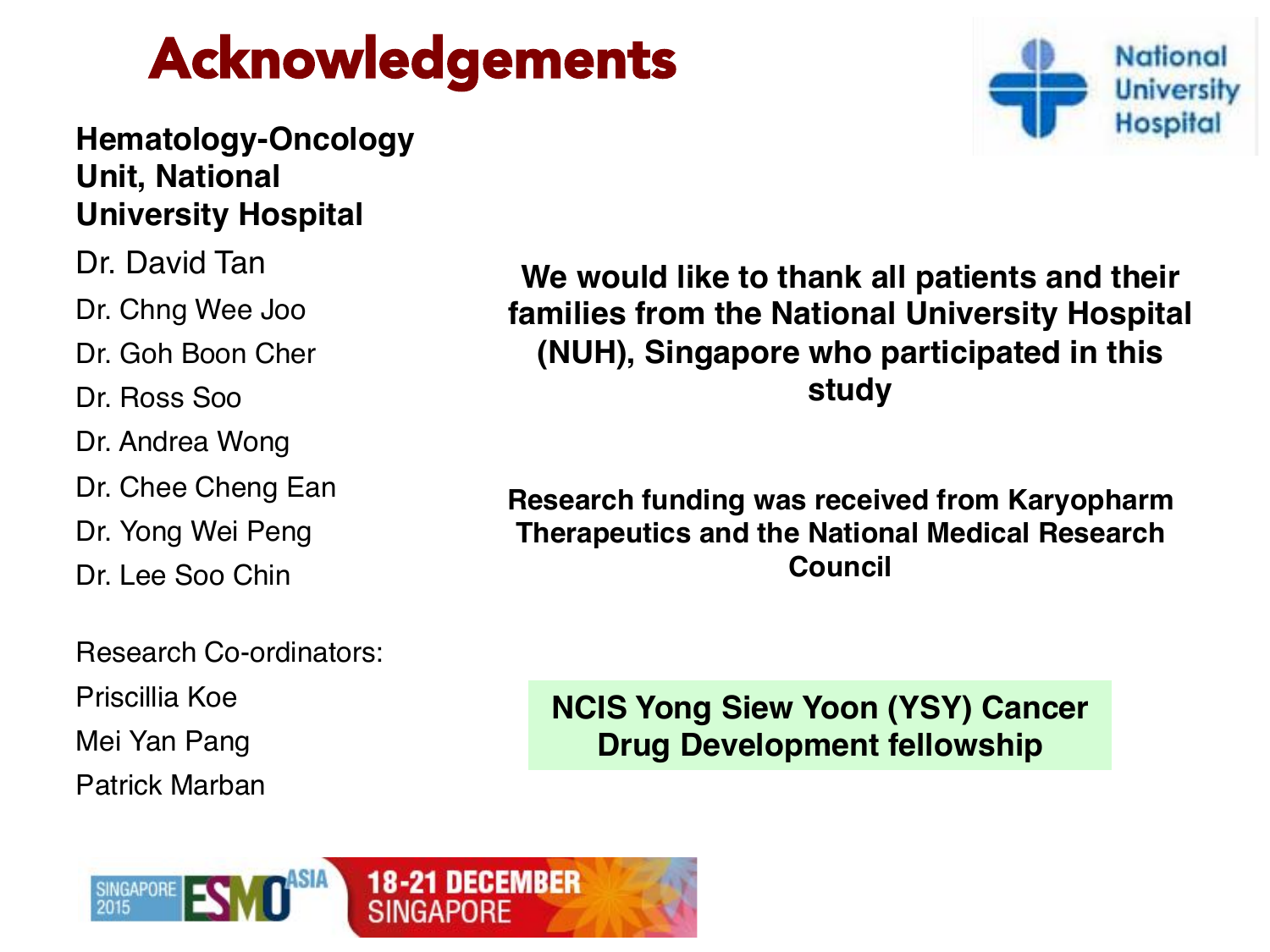# Acknowledgements

**Hematology-Oncology Unit, National University Hospital**

Dr. David Tan

Dr. Chng Wee Joo

Dr. Goh Boon Cher

Dr. Ross Soo

Dr. Andrea Wong

Dr. Chee Cheng Ean

Dr. Yong Wei Peng

Dr. Lee Soo Chin

Research Co-ordinators:

Priscillia Koe

Mei Yan Pang

Patrick Marban

**We would like to thank all patients and their families from the National University Hospital (NUH), Singapore who participated in this study**

**Research funding was received from Karyopharm Therapeutics and the National Medical Research Council**

**NCIS Yong Siew Yoon (YSY) Cancer Drug Development fellowship**